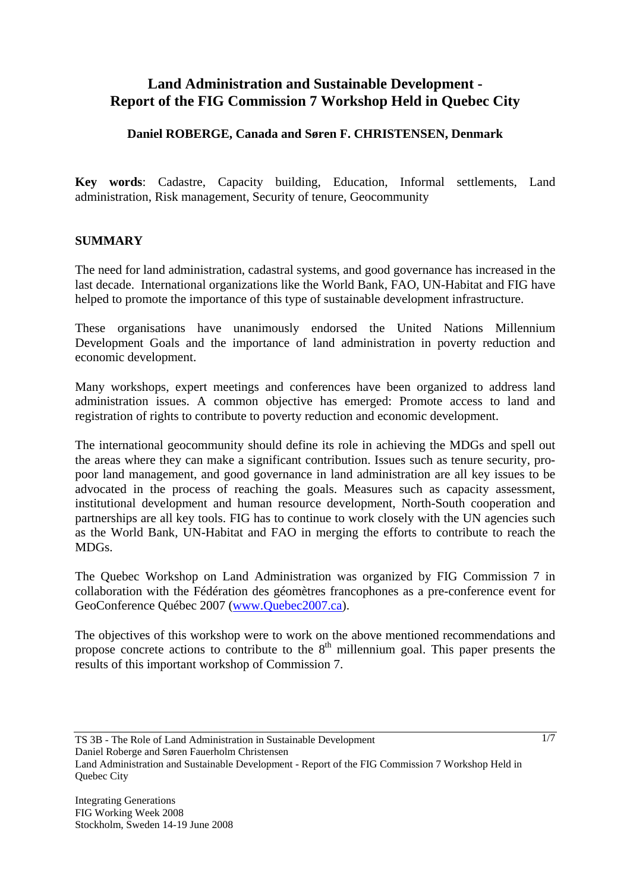# Land Administration and Sustainable Development - Report of the FIG Commission 7 Workshop Held in Quebec City

**Daniel ROBERGE, Canada and Søren F. CHRISTENSEN, Denmark**

**Key words**: Cadastre, Capacity building, Education, Informal settlements, Land administration, Risk management, Security of tenure, Geocommunity

## SUMMARY

The need for land administration, cadastral systems, and good governance has increased in the last decade. International organizations like the World Bank, FAO, UN-Habitat and FIG have helped to promote the importance of this type of sustainable development infrastructure.

These organisations have unanimously endorsed the United Nations Millennium Development Goals and the importance of land administration in poverty reduction and economic development.

Many workshops, expert meetings and conferences have been organized to address land administration issues. A common objective has emerged: Promote access to land and registration of rights to contribute to poverty reduction and economic development.

The international geocommunity should define its role in achieving the MDGs and spell out the areas where they can make a significant contribution. Issues such as tenure security, pro-poor land management, and good governance in land administration are all key issues to be advocated in the process of reaching the goals. Measures such as capacity assessment, institutional development and human resource development, North-South cooperation and partnerships are all key tools. FIG has to continue to work closely with the UN agencies such as the World Bank, UN-Habitat and FAO in merging the efforts to contribute to reach the MDGs.

The Quebec Workshop on Land Administration was organized by FIG Commission 7 in collaboration with the Fédération des géomètres francophones as a pre-conference event for GeoConference Québec 2007 (www.Quebec2007.ca).

The objectives of this workshop were to work on the above mentioned recommendations and propose concrete actions to contribute to the 8th millennium goal. This paper presents the results of this important workshop of Commission 7.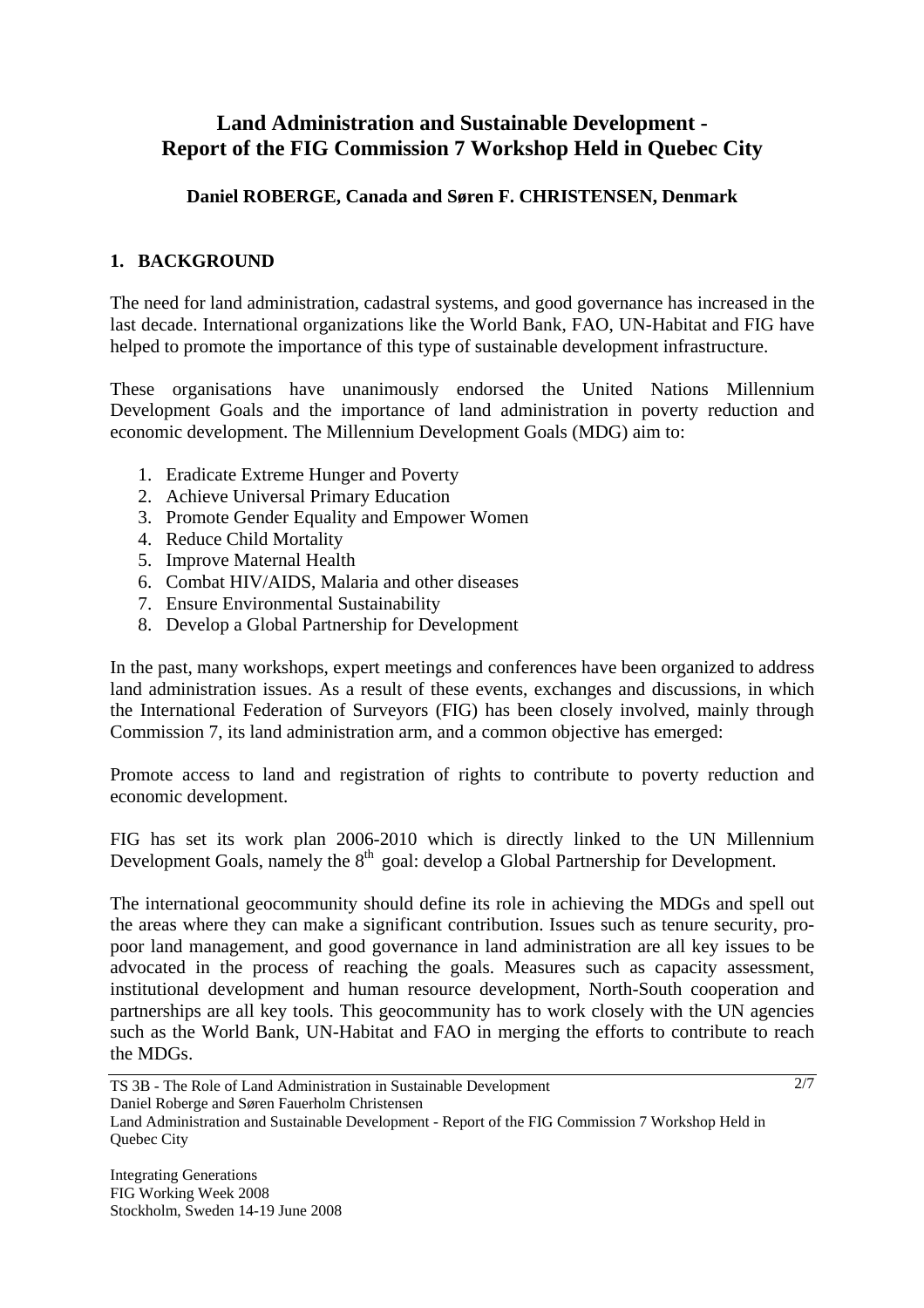# Land Administration and Sustainable Development - Report of the FIG Commission 7 Workshop Held in Quebec City

**Daniel ROBERGE, Canada and Søren F. CHRISTENSEN, Denmark**

## 1. BACKGROUND

The need for land administration, cadastral systems, and good governance has increased in the last decade. International organizations like the World Bank, FAO, UN-Habitat and FIG have helped to promote the importance of this type of sustainable development infrastructure.

These organisations have unanimously endorsed the United Nations Millennium Development Goals and the importance of land administration in poverty reduction and economic development. The Millennium Development Goals (MDG) aim to:

1. Eradicate Extreme Hunger and Poverty
2. Achieve Universal Primary Education
3. Promote Gender Equality and Empower Women
4. Reduce Child Mortality
5. Improve Maternal Health
6. Combat HIV/AIDS, Malaria and other diseases
7. Ensure Environmental Sustainability
8. Develop a Global Partnership for Development

In the past, many workshops, expert meetings and conferences have been organized to address land administration issues. As a result of these events, exchanges and discussions, in which the International Federation of Surveyors (FIG) has been closely involved, mainly through Commission 7, its land administration arm, and a common objective has emerged:

Promote access to land and registration of rights to contribute to poverty reduction and economic development.

FIG has set its work plan 2006-2010 which is directly linked to the UN Millennium Development Goals, namely the 8th goal: develop a Global Partnership for Development.

The international geocommunity should define its role in achieving the MDGs and spell out the areas where they can make a significant contribution. Issues such as tenure security, pro-poor land management, and good governance in land administration are all key issues to be advocated in the process of reaching the goals. Measures such as capacity assessment, institutional development and human resource development, North-South cooperation and partnerships are all key tools. This geocommunity has to work closely with the UN agencies such as the World Bank, UN-Habitat and FAO in merging the efforts to contribute to reach the MDGs.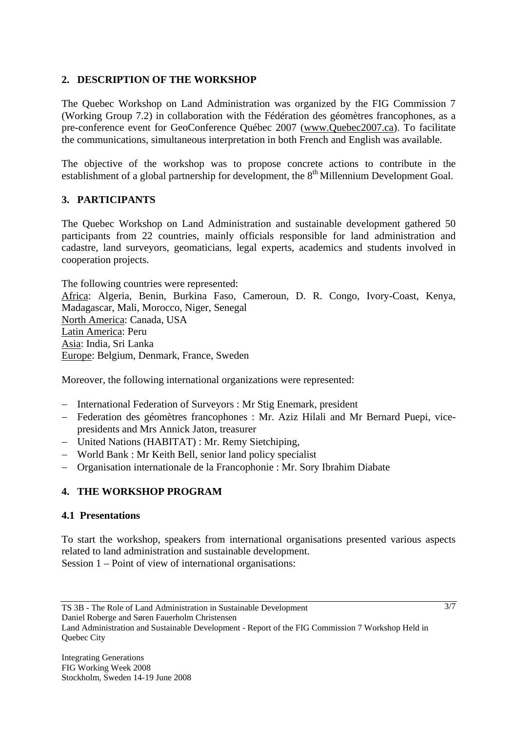## 2. DESCRIPTION OF THE WORKSHOP

The Quebec Workshop on Land Administration was organized by the FIG Commission 7 (Working Group 7.2) in collaboration with the Fédération des géomètres francophones, as a pre-conference event for GeoConference Québec 2007 (www.Quebec2007.ca). To facilitate the communications, simultaneous interpretation in both French and English was available.

The objective of the workshop was to propose concrete actions to contribute in the establishment of a global partnership for development, the 8th Millennium Development Goal.

## 3. PARTICIPANTS

The Quebec Workshop on Land Administration and sustainable development gathered 50 participants from 22 countries, mainly officials responsible for land administration and cadastre, land surveyors, geomaticians, legal experts, academics and students involved in cooperation projects.

The following countries were represented:
Africa: Algeria, Benin, Burkina Faso, Cameroun, D. R. Congo, Ivory-Coast, Kenya, Madagascar, Mali, Morocco, Niger, Senegal
North America: Canada, USA
Latin America: Peru
Asia: India, Sri Lanka
Europe: Belgium, Denmark, France, Sweden

Moreover, the following international organizations were represented:

- International Federation of Surveyors : Mr Stig Enemark, president
- Federation des géomètres francophones : Mr. Aziz Hilali and Mr Bernard Puepi, vice-presidents and Mrs Annick Jaton, treasurer
- United Nations (HABITAT) : Mr. Remy Sietchiping,
- World Bank : Mr Keith Bell, senior land policy specialist
- Organisation internationale de la Francophonie : Mr. Sory Ibrahim Diabate

## 4. THE WORKSHOP PROGRAM

### 4.1 Presentations

To start the workshop, speakers from international organisations presented various aspects related to land administration and sustainable development.
Session 1 – Point of view of international organisations: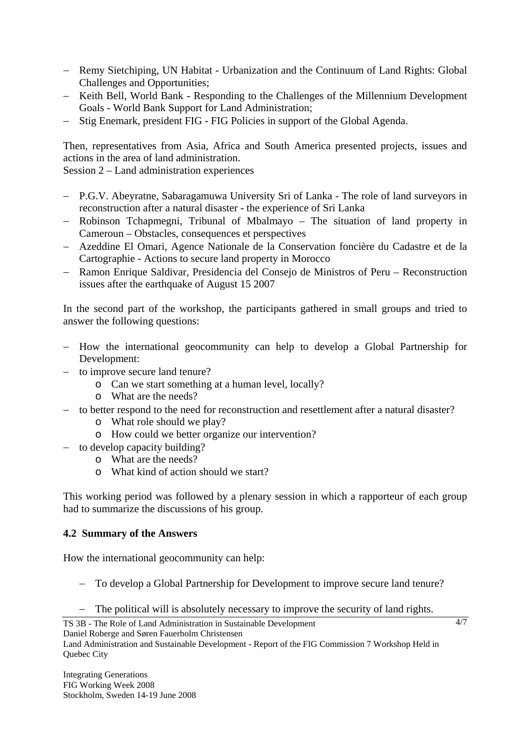- Remy Sietchiping, UN Habitat - Urbanization and the Continuum of Land Rights: Global Challenges and Opportunities;
- Keith Bell, World Bank - Responding to the Challenges of the Millennium Development Goals - World Bank Support for Land Administration;
- Stig Enemark, president FIG - FIG Policies in support of the Global Agenda.

Then, representatives from Asia, Africa and South America presented projects, issues and actions in the area of land administration.
Session 2 – Land administration experiences

- P.G.V. Abeyratne, Sabaragamuwa University Sri of Lanka - The role of land surveyors in reconstruction after a natural disaster - the experience of Sri Lanka
- Robinson Tchapmegni, Tribunal of Mbalmayo – The situation of land property in Cameroun – Obstacles, consequences et perspectives
- Azeddine El Omari, Agence Nationale de la Conservation foncière du Cadastre et de la Cartographie - Actions to secure land property in Morocco
- Ramon Enrique Saldivar, Presidencia del Consejo de Ministros of Peru – Reconstruction issues after the earthquake of August 15 2007

In the second part of the workshop, the participants gathered in small groups and tried to answer the following questions:

- How the international geocommunity can help to develop a Global Partnership for Development:
- to improve secure land tenure?
  - Can we start something at a human level, locally?
  - What are the needs?
- to better respond to the need for reconstruction and resettlement after a natural disaster?
  - What role should we play?
  - How could we better organize our intervention?
- to develop capacity building?
  - What are the needs?
  - What kind of action should we start?

This working period was followed by a plenary session in which a rapporteur of each group had to summarize the discussions of his group.

### 4.2 Summary of the Answers

How the international geocommunity can help:

- To develop a Global Partnership for Development to improve secure land tenure?

- The political will is absolutely necessary to improve the security of land rights.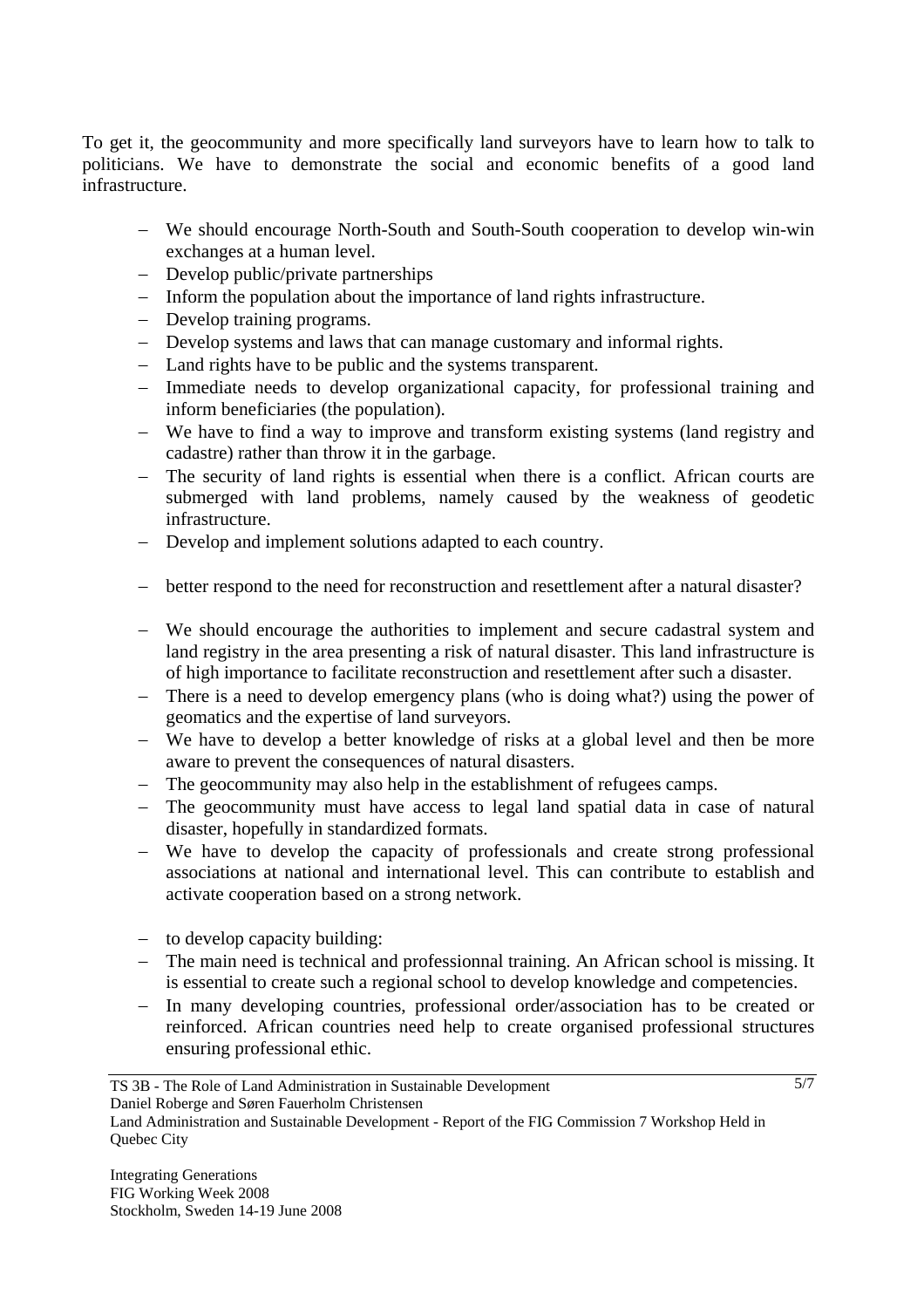To get it, the geocommunity and more specifically land surveyors have to learn how to talk to politicians. We have to demonstrate the social and economic benefits of a good land infrastructure.

- We should encourage North-South and South-South cooperation to develop win-win exchanges at a human level.
- Develop public/private partnerships
- Inform the population about the importance of land rights infrastructure.
- Develop training programs.
- Develop systems and laws that can manage customary and informal rights.
- Land rights have to be public and the systems transparent.
- Immediate needs to develop organizational capacity, for professional training and inform beneficiaries (the population).
- We have to find a way to improve and transform existing systems (land registry and cadastre) rather than throw it in the garbage.
- The security of land rights is essential when there is a conflict. African courts are submerged with land problems, namely caused by the weakness of geodetic infrastructure.
- Develop and implement solutions adapted to each country.

- better respond to the need for reconstruction and resettlement after a natural disaster?

- We should encourage the authorities to implement and secure cadastral system and land registry in the area presenting a risk of natural disaster. This land infrastructure is of high importance to facilitate reconstruction and resettlement after such a disaster.
- There is a need to develop emergency plans (who is doing what?) using the power of geomatics and the expertise of land surveyors.
- We have to develop a better knowledge of risks at a global level and then be more aware to prevent the consequences of natural disasters.
- The geocommunity may also help in the establishment of refugees camps.
- The geocommunity must have access to legal land spatial data in case of natural disaster, hopefully in standardized formats.
- We have to develop the capacity of professionals and create strong professional associations at national and international level. This can contribute to establish and activate cooperation based on a strong network.

- to develop capacity building:
- The main need is technical and professionnal training. An African school is missing. It is essential to create such a regional school to develop knowledge and competencies.
- In many developing countries, professional order/association has to be created or reinforced. African countries need help to create organised professional structures ensuring professional ethic.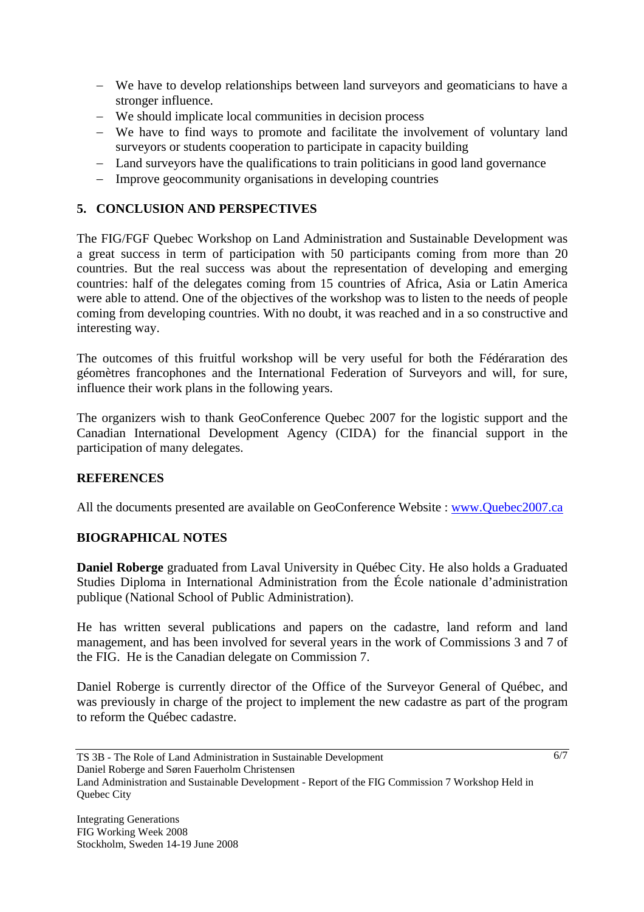- We have to develop relationships between land surveyors and geomaticians to have a stronger influence.
- We should implicate local communities in decision process
- We have to find ways to promote and facilitate the involvement of voluntary land surveyors or students cooperation to participate in capacity building
- Land surveyors have the qualifications to train politicians in good land governance
- Improve geocommunity organisations in developing countries

## 5. CONCLUSION AND PERSPECTIVES

The FIG/FGF Quebec Workshop on Land Administration and Sustainable Development was a great success in term of participation with 50 participants coming from more than 20 countries. But the real success was about the representation of developing and emerging countries: half of the delegates coming from 15 countries of Africa, Asia or Latin America were able to attend. One of the objectives of the workshop was to listen to the needs of people coming from developing countries. With no doubt, it was reached and in a so constructive and interesting way.

The outcomes of this fruitful workshop will be very useful for both the Fédéraration des géomètres francophones and the International Federation of Surveyors and will, for sure, influence their work plans in the following years.

The organizers wish to thank GeoConference Quebec 2007 for the logistic support and the Canadian International Development Agency (CIDA) for the financial support in the participation of many delegates.

## REFERENCES

All the documents presented are available on GeoConference Website : www.Quebec2007.ca

## BIOGRAPHICAL NOTES

**Daniel Roberge** graduated from Laval University in Québec City. He also holds a Graduated Studies Diploma in International Administration from the École nationale d'administration publique (National School of Public Administration).

He has written several publications and papers on the cadastre, land reform and land management, and has been involved for several years in the work of Commissions 3 and 7 of the FIG. He is the Canadian delegate on Commission 7.

Daniel Roberge is currently director of the Office of the Surveyor General of Québec, and was previously in charge of the project to implement the new cadastre as part of the program to reform the Québec cadastre.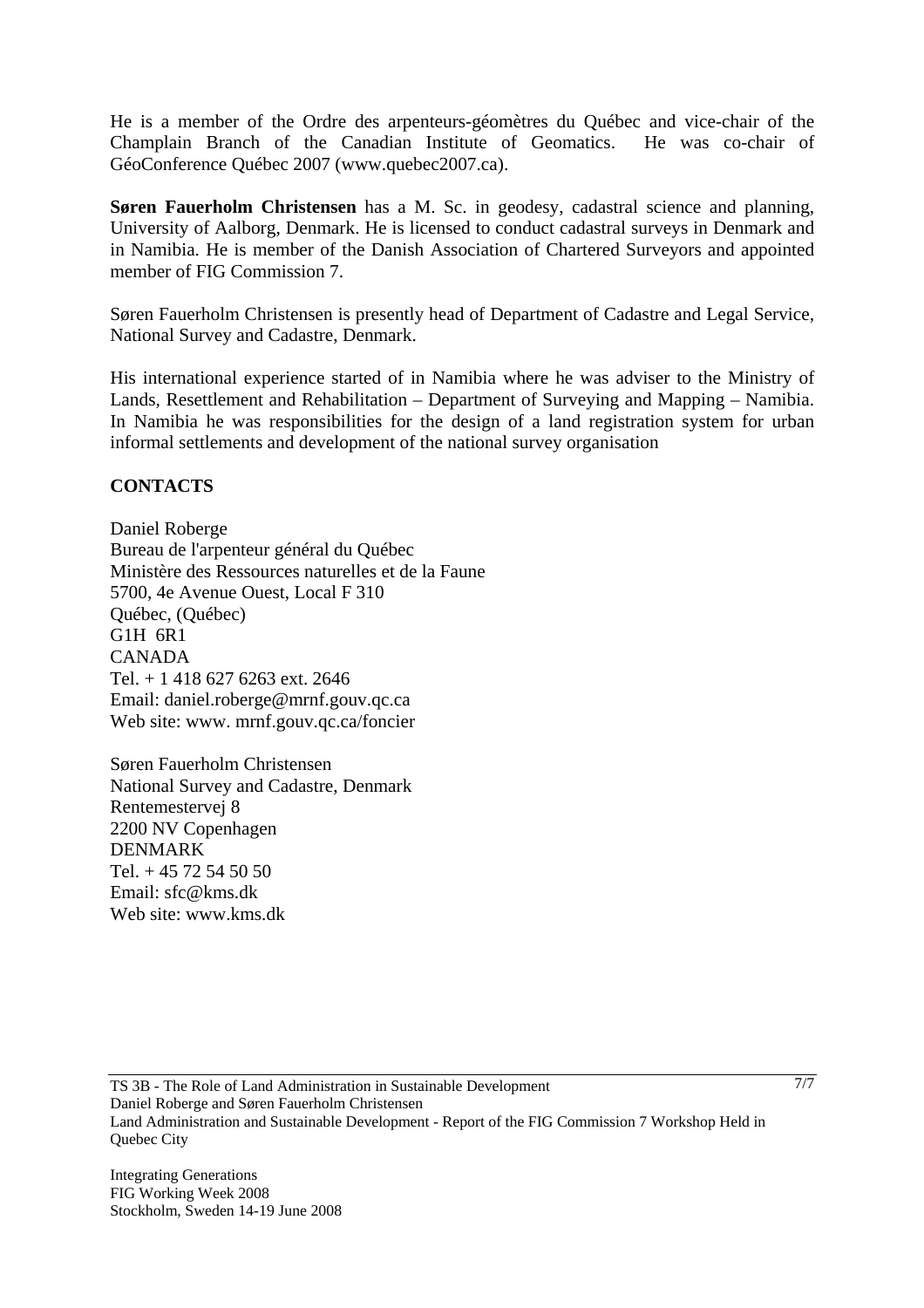He is a member of the Ordre des arpenteurs-géomètres du Québec and vice-chair of the Champlain Branch of the Canadian Institute of Geomatics. He was co-chair of GéoConference Québec 2007 (www.quebec2007.ca).

**Søren Fauerholm Christensen** has a M. Sc. in geodesy, cadastral science and planning, University of Aalborg, Denmark. He is licensed to conduct cadastral surveys in Denmark and in Namibia. He is member of the Danish Association of Chartered Surveyors and appointed member of FIG Commission 7.

Søren Fauerholm Christensen is presently head of Department of Cadastre and Legal Service, National Survey and Cadastre, Denmark.

His international experience started of in Namibia where he was adviser to the Ministry of Lands, Resettlement and Rehabilitation – Department of Surveying and Mapping – Namibia. In Namibia he was responsibilities for the design of a land registration system for urban informal settlements and development of the national survey organisation

## CONTACTS

Daniel Roberge
Bureau de l'arpenteur général du Québec
Ministère des Ressources naturelles et de la Faune
5700, 4e Avenue Ouest, Local F 310
Québec, (Québec)
G1H 6R1
CANADA
Tel. + 1 418 627 6263 ext. 2646
Email: daniel.roberge@mrnf.gouv.qc.ca
Web site: www. mrnf.gouv.qc.ca/foncier

Søren Fauerholm Christensen
National Survey and Cadastre, Denmark
Rentemestervej 8
2200 NV Copenhagen
DENMARK
Tel. + 45 72 54 50 50
Email: sfc@kms.dk
Web site: www.kms.dk